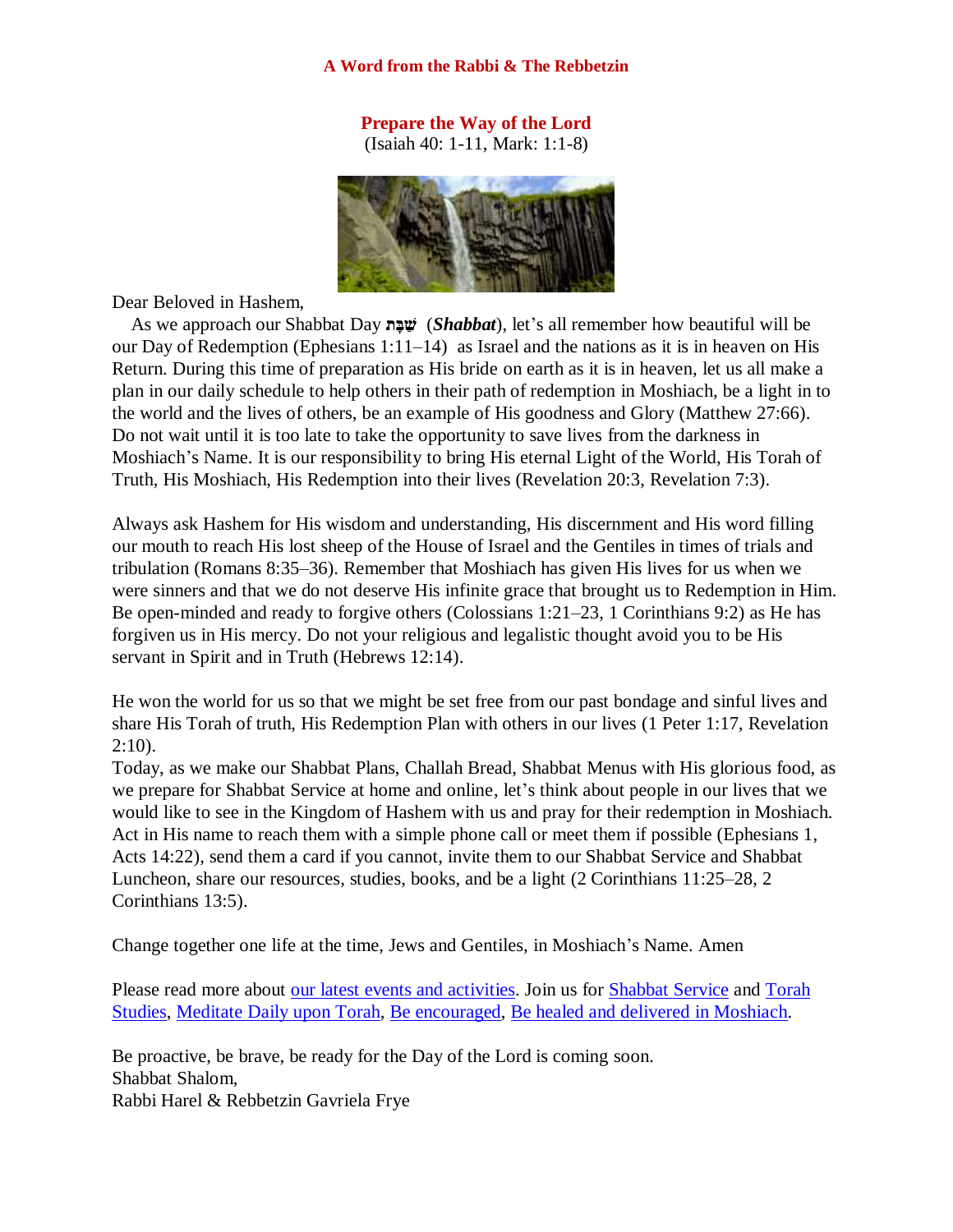**A Word from the Rabbi & The Rebbetzin**

**Prepare the Way of the Lord**
(Isaiah 40: 1-11, Mark: 1:1-8)

Dear Beloved in Hashem,

As we approach our Shabbat Day **שַׁבָּת** (***Shabbat***), let's all remember how beautiful will be our Day of Redemption (Ephesians 1:11–14) as Israel and the nations as it is in heaven on His Return. During this time of preparation as His bride on earth as it is in heaven, let us all make a plan in our daily schedule to help others in their path of redemption in Moshiach, be a light in to the world and the lives of others, be an example of His goodness and Glory (Matthew 27:66). Do not wait until it is too late to take the opportunity to save lives from the darkness in Moshiach's Name. It is our responsibility to bring His eternal Light of the World, His Torah of Truth, His Moshiach, His Redemption into their lives (Revelation 20:3, Revelation 7:3).

Always ask Hashem for His wisdom and understanding, His discernment and His word filling our mouth to reach His lost sheep of the House of Israel and the Gentiles in times of trials and tribulation (Romans 8:35–36). Remember that Moshiach has given His lives for us when we were sinners and that we do not deserve His infinite grace that brought us to Redemption in Him. Be open-minded and ready to forgive others (Colossians 1:21–23, 1 Corinthians 9:2) as He has forgiven us in His mercy. Do not your religious and legalistic thought avoid you to be His servant in Spirit and in Truth (Hebrews 12:14).

He won the world for us so that we might be set free from our past bondage and sinful lives and share His Torah of truth, His Redemption Plan with others in our lives (1 Peter 1:17, Revelation 2:10).

Today, as we make our Shabbat Plans, Challah Bread, Shabbat Menus with His glorious food, as we prepare for Shabbat Service at home and online, let's think about people in our lives that we would like to see in the Kingdom of Hashem with us and pray for their redemption in Moshiach. Act in His name to reach them with a simple phone call or meet them if possible (Ephesians 1, Acts 14:22), send them a card if you cannot, invite them to our Shabbat Service and Shabbat Luncheon, share our resources, studies, books, and be a light (2 Corinthians 11:25–28, 2 Corinthians 13:5).

Change together one life at the time, Jews and Gentiles, in Moshiach's Name. Amen

Please read more about our latest events and activities. Join us for Shabbat Service and Torah Studies, Meditate Daily upon Torah, Be encouraged, Be healed and delivered in Moshiach.

Be proactive, be brave, be ready for the Day of the Lord is coming soon.
Shabbat Shalom,
Rabbi Harel & Rebbetzin Gavriela Frye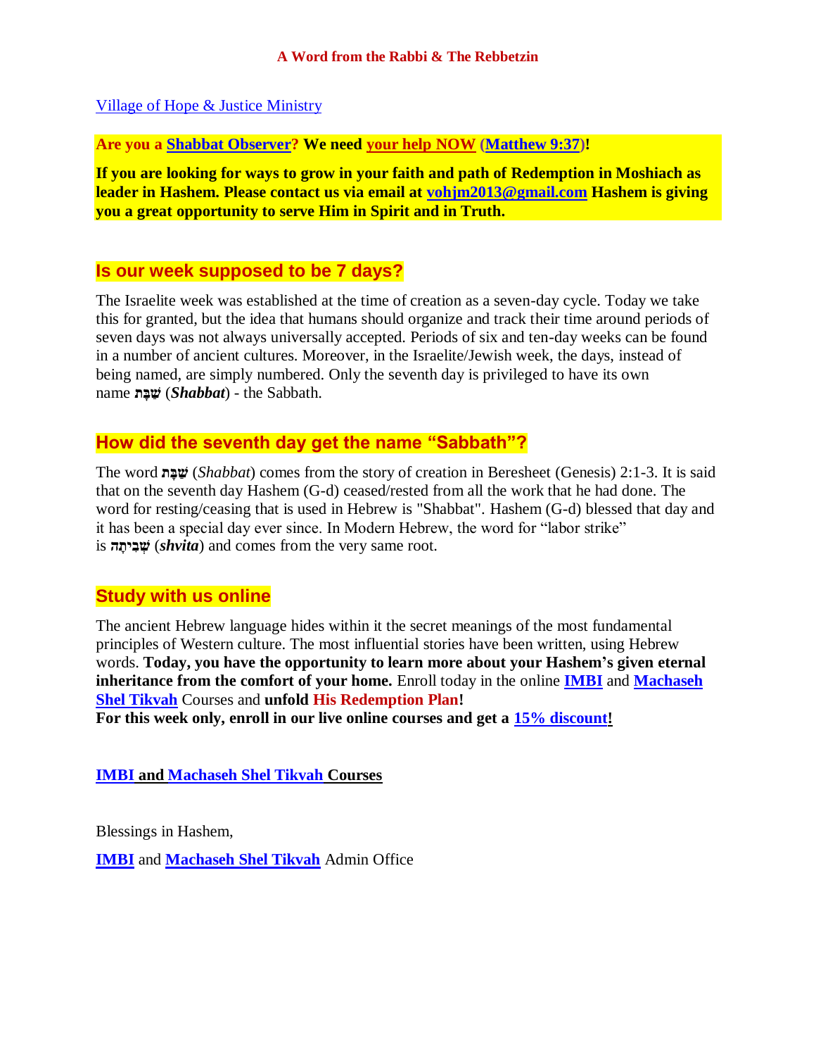**A Word from the Rabbi & The Rebbetzin**

Village of Hope & Justice Ministry

**Are you a Shabbat Observer? We need your help NOW (Matthew 9:37)!**

**If you are looking for ways to grow in your faith and path of Redemption in Moshiach as leader in Hashem. Please contact us via email at vohjm2013@gmail.com Hashem is giving you a great opportunity to serve Him in Spirit and in Truth.**

## Is our week supposed to be 7 days?

The Israelite week was established at the time of creation as a seven-day cycle. Today we take this for granted, but the idea that humans should organize and track their time around periods of seven days was not always universally accepted. Periods of six and ten-day weeks can be found in a number of ancient cultures. Moreover, in the Israelite/Jewish week, the days, instead of being named, are simply numbered. Only the seventh day is privileged to have its own name **שַׁבָּת** (***Shabbat***) - the Sabbath.

## How did the seventh day get the name "Sabbath"?

The word **שַׁבָּת** (*Shabbat*) comes from the story of creation in Beresheet (Genesis) 2:1-3. It is said that on the seventh day Hashem (G-d) ceased/rested from all the work that he had done. The word for resting/ceasing that is used in Hebrew is "Shabbat". Hashem (G-d) blessed that day and it has been a special day ever since. In Modern Hebrew, the word for "labor strike" is **שְׁבִיתָה** (***shvita***) and comes from the very same root.

## Study with us online

The ancient Hebrew language hides within it the secret meanings of the most fundamental principles of Western culture. The most influential stories have been written, using Hebrew words. **Today, you have the opportunity to learn more about your Hashem's given eternal inheritance from the comfort of your home.** Enroll today in the online **IMBI** and **Machaseh Shel Tikvah** Courses and **unfold His Redemption Plan!**
**For this week only, enroll in our live online courses and get a 15% discount!**

**IMBI and Machaseh Shel Tikvah Courses**

Blessings in Hashem,

**IMBI** and **Machaseh Shel Tikvah** Admin Office